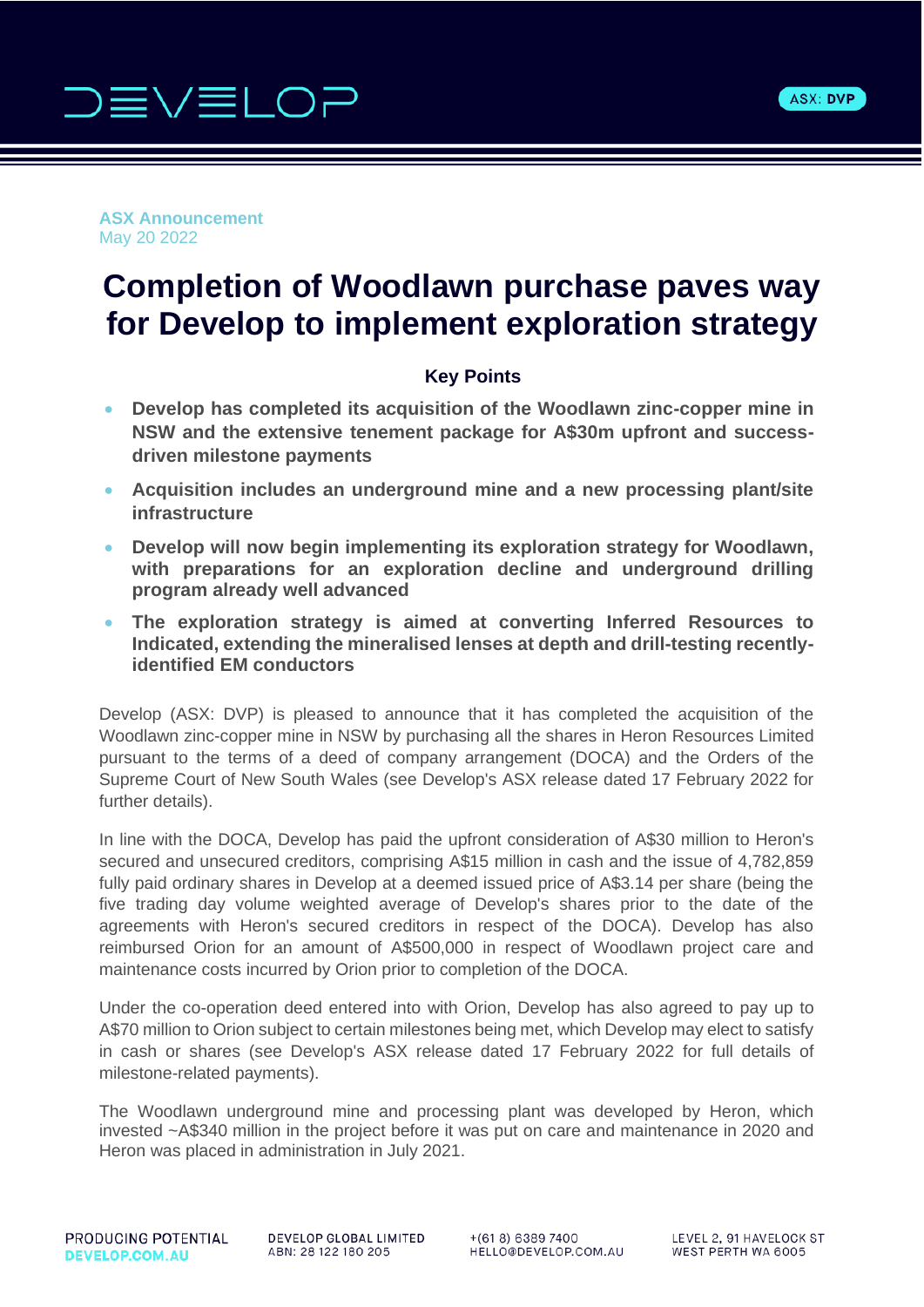**ASX Announcement**
May 20 2022

# Completion of Woodlawn purchase paves way for Develop to implement exploration strategy

### Key Points

- **Develop has completed its acquisition of the Woodlawn zinc-copper mine in NSW and the extensive tenement package for A$30m upfront and success-driven milestone payments**
- **Acquisition includes an underground mine and a new processing plant/site infrastructure**
- **Develop will now begin implementing its exploration strategy for Woodlawn, with preparations for an exploration decline and underground drilling program already well advanced**
- **The exploration strategy is aimed at converting Inferred Resources to Indicated, extending the mineralised lenses at depth and drill-testing recently-identified EM conductors**

Develop (ASX: DVP) is pleased to announce that it has completed the acquisition of the Woodlawn zinc-copper mine in NSW by purchasing all the shares in Heron Resources Limited pursuant to the terms of a deed of company arrangement (DOCA) and the Orders of the Supreme Court of New South Wales (see Develop's ASX release dated 17 February 2022 for further details).

In line with the DOCA, Develop has paid the upfront consideration of A$30 million to Heron's secured and unsecured creditors, comprising A$15 million in cash and the issue of 4,782,859 fully paid ordinary shares in Develop at a deemed issued price of A$3.14 per share (being the five trading day volume weighted average of Develop's shares prior to the date of the agreements with Heron's secured creditors in respect of the DOCA). Develop has also reimbursed Orion for an amount of A$500,000 in respect of Woodlawn project care and maintenance costs incurred by Orion prior to completion of the DOCA.

Under the co-operation deed entered into with Orion, Develop has also agreed to pay up to A$70 million to Orion subject to certain milestones being met, which Develop may elect to satisfy in cash or shares (see Develop's ASX release dated 17 February 2022 for full details of milestone-related payments).

The Woodlawn underground mine and processing plant was developed by Heron, which invested ~A$340 million in the project before it was put on care and maintenance in 2020 and Heron was placed in administration in July 2021.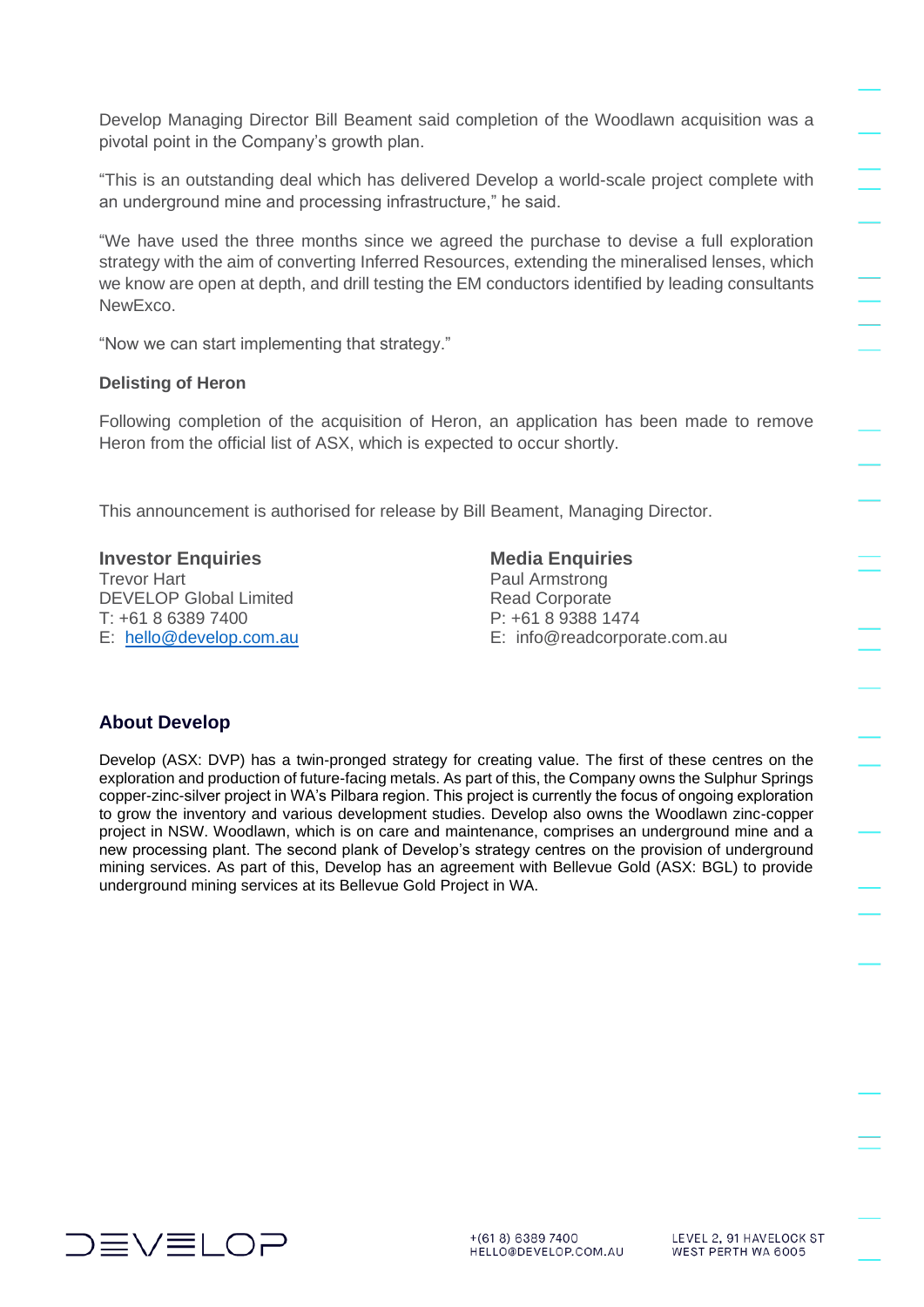Develop Managing Director Bill Beament said completion of the Woodlawn acquisition was a pivotal point in the Company's growth plan.

"This is an outstanding deal which has delivered Develop a world-scale project complete with an underground mine and processing infrastructure," he said.

"We have used the three months since we agreed the purchase to devise a full exploration strategy with the aim of converting Inferred Resources, extending the mineralised lenses, which we know are open at depth, and drill testing the EM conductors identified by leading consultants NewExco.

"Now we can start implementing that strategy."

**Delisting of Heron**

Following completion of the acquisition of Heron, an application has been made to remove Heron from the official list of ASX, which is expected to occur shortly.

This announcement is authorised for release by Bill Beament, Managing Director.

**Investor Enquiries**
Trevor Hart
DEVELOP Global Limited
T: +61 8 6389 7400
E: hello@develop.com.au

**Media Enquiries**
Paul Armstrong
Read Corporate
P: +61 8 9388 1474
E: info@readcorporate.com.au

## About Develop

Develop (ASX: DVP) has a twin-pronged strategy for creating value. The first of these centres on the exploration and production of future-facing metals. As part of this, the Company owns the Sulphur Springs copper-zinc-silver project in WA's Pilbara region. This project is currently the focus of ongoing exploration to grow the inventory and various development studies. Develop also owns the Woodlawn zinc-copper project in NSW. Woodlawn, which is on care and maintenance, comprises an underground mine and a new processing plant. The second plank of Develop's strategy centres on the provision of underground mining services. As part of this, Develop has an agreement with Bellevue Gold (ASX: BGL) to provide underground mining services at its Bellevue Gold Project in WA.